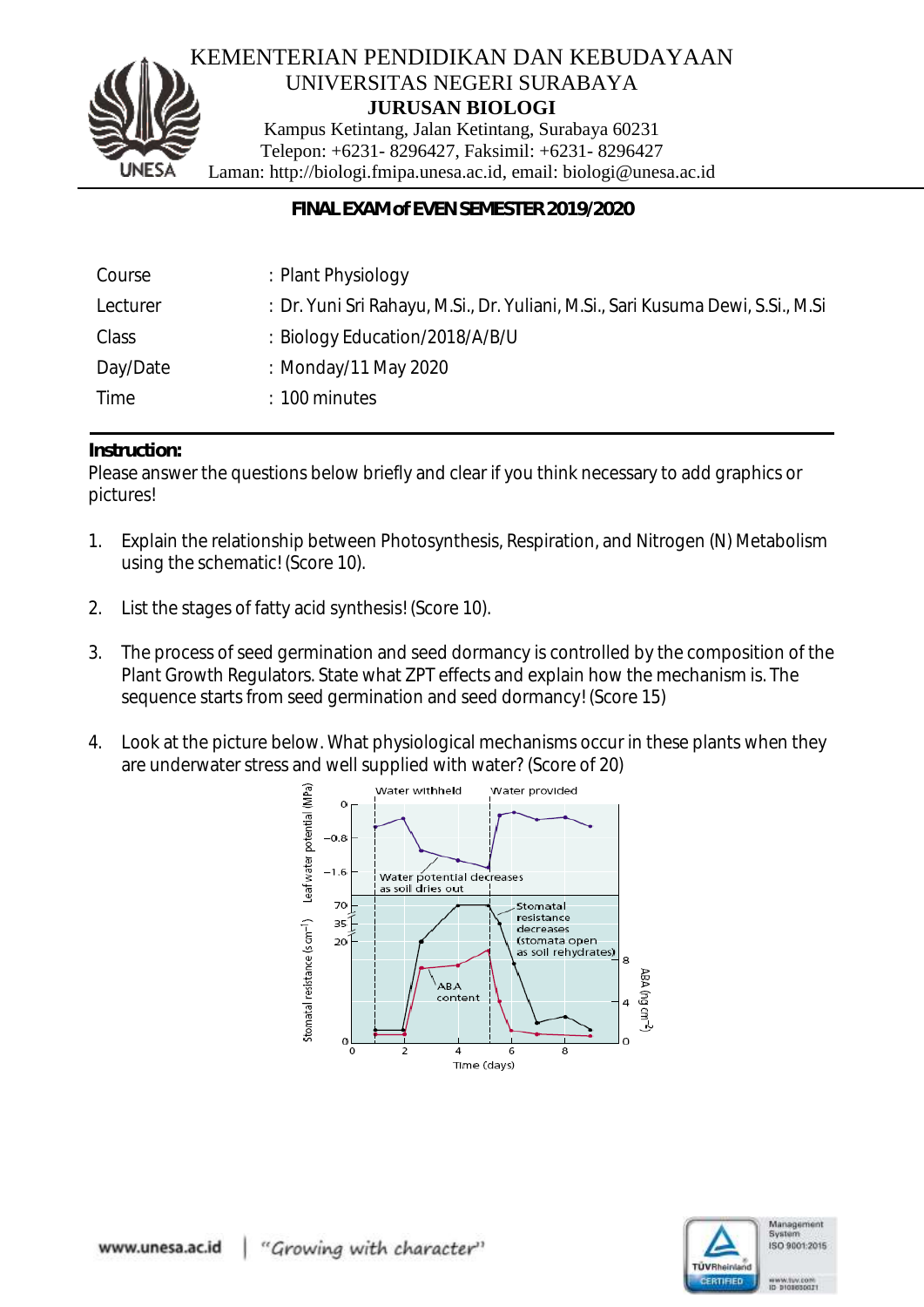KEMENTERIAN PENDIDIKAN DAN KEBUDAYAAN
UNIVERSITAS NEGERI SURABAYA
**JURUSAN BIOLOGI**
Kampus Ketintang, Jalan Ketintang, Surabaya 60231
Telepon: +6231- 8296427, Faksimil: +6231- 8296427
Laman: http://biologi.fmipa.unesa.ac.id, email: biologi@unesa.ac.id

## FINAL EXAM of EVEN SEMESTER 2019/2020

| | |
|---|---|
| Course | : Plant Physiology |
| Lecturer | : Dr. Yuni Sri Rahayu, M.Si., Dr. Yuliani, M.Si., Sari Kusuma Dewi, S.Si., M.Si |
| Class | : Biology Education/2018/A/B/U |
| Day/Date | : Monday/11 May 2020 |
| Time | : 100 minutes |

**Instruction:**
Please answer the questions below briefly and clear if you think necessary to add graphics or pictures!

1. Explain the relationship between Photosynthesis, Respiration, and Nitrogen (N) Metabolism using the schematic! (Score 10).

2. List the stages of fatty acid synthesis! (Score 10).

3. The process of seed germination and seed dormancy is controlled by the composition of the Plant Growth Regulators. State what ZPT effects and explain how the mechanism is. The sequence starts from seed germination and seed dormancy! (Score 15)

4. Look at the picture below. What physiological mechanisms occur in these plants when they are underwater stress and well supplied with water? (Score of 20)

Water withheld | Water provided

Leaf water potential (MPa): 0, −0.8, −1.6

Water potential decreases as soil dries out

Stomatal resistance ($s\ cm^{-1}$): 70, 35, 20, 0

Stomatal resistance decreases (stomata open as soil rehydrates)

ABA content

ABA ($ng\ cm^{-2}$): 8, 4, 0

Time (days): 0, 2, 4, 6, 8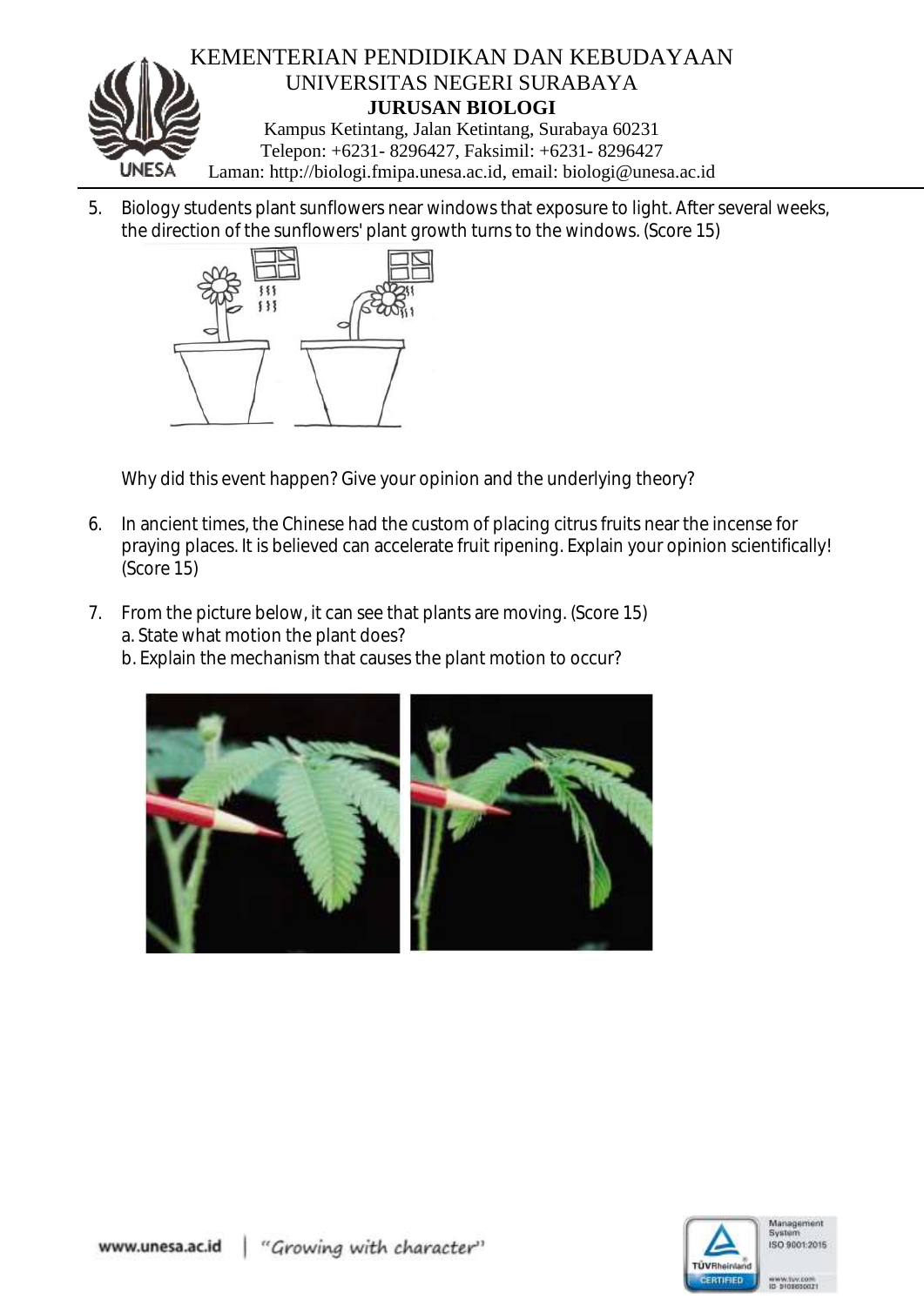5. Biology students plant sunflowers near windows that exposure to light. After several weeks, the direction of the sunflowers' plant growth turns to the windows. (Score 15)

   Why did this event happen? Give your opinion and the underlying theory?

6. In ancient times, the Chinese had the custom of placing citrus fruits near the incense for praying places. It is believed can accelerate fruit ripening. Explain your opinion scientifically! (Score 15)

7. From the picture below, it can see that plants are moving. (Score 15)
   a. State what motion the plant does?
   b. Explain the mechanism that causes the plant motion to occur?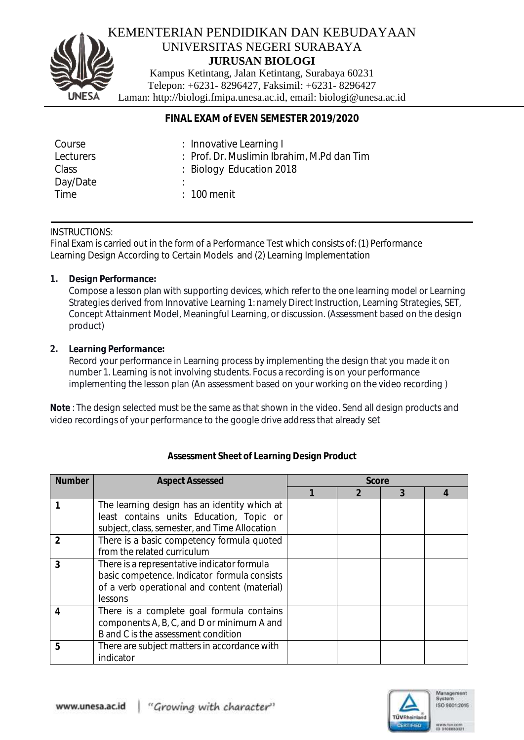KEMENTERIAN PENDIDIKAN DAN KEBUDAYAAN
UNIVERSITAS NEGERI SURABAYA
**JURUSAN BIOLOGI**
Kampus Ketintang, Jalan Ketintang, Surabaya 60231
Telepon: +6231- 8296427, Faksimil: +6231- 8296427
Laman: http://biologi.fmipa.unesa.ac.id, email: biologi@unesa.ac.id

## FINAL EXAM of EVEN SEMESTER 2019/2020

| | |
|---|---|
| Course | : Innovative Learning I |
| Lecturers | : Prof. Dr. Muslimin Ibrahim, M.Pd dan Tim |
| Class | : Biology Education 2018 |
| Day/Date | : |
| Time | : 100 menit |

INSTRUCTIONS:
Final Exam is carried out in the form of a Performance Test which consists of: (1) Performance Learning Design According to Certain Models and (2) Learning Implementation

1. **Design Performance:**
   Compose a lesson plan with supporting devices, which refer to the one learning model or Learning Strategies derived from Innovative Learning 1: namely Direct Instruction, Learning Strategies, SET, Concept Attainment Model, Meaningful Learning, or discussion. (Assessment based on the design product)

2. **Learning Performance:**
   Record your performance in Learning process by implementing the design that you made it on number 1. Learning is not involving students. Focus a recording is on your performance implementing the lesson plan (An assessment based on your working on the video recording )

**Note** : The design selected must be the same as that shown in the video. Send all design products and video recordings of your performance to the google drive address that already set

### Assessment Sheet of Learning Design Product

| Number | Aspect Assessed | Score | | | |
|---|---|---|---|---|---|
| | | 1 | 2 | 3 | 4 |
| 1 | The learning design has an identity which at least contains units Education, Topic or subject, class, semester, and Time Allocation | | | | |
| 2 | There is a basic competency formula quoted from the related curriculum | | | | |
| 3 | There is a representative indicator formula basic competence. Indicator formula consists of a verb operational and content (material) lessons | | | | |
| 4 | There is a complete goal formula contains components A, B, C, and D or minimum A and B and C is the assessment condition | | | | |
| 5 | There are subject matters in accordance with indicator | | | | |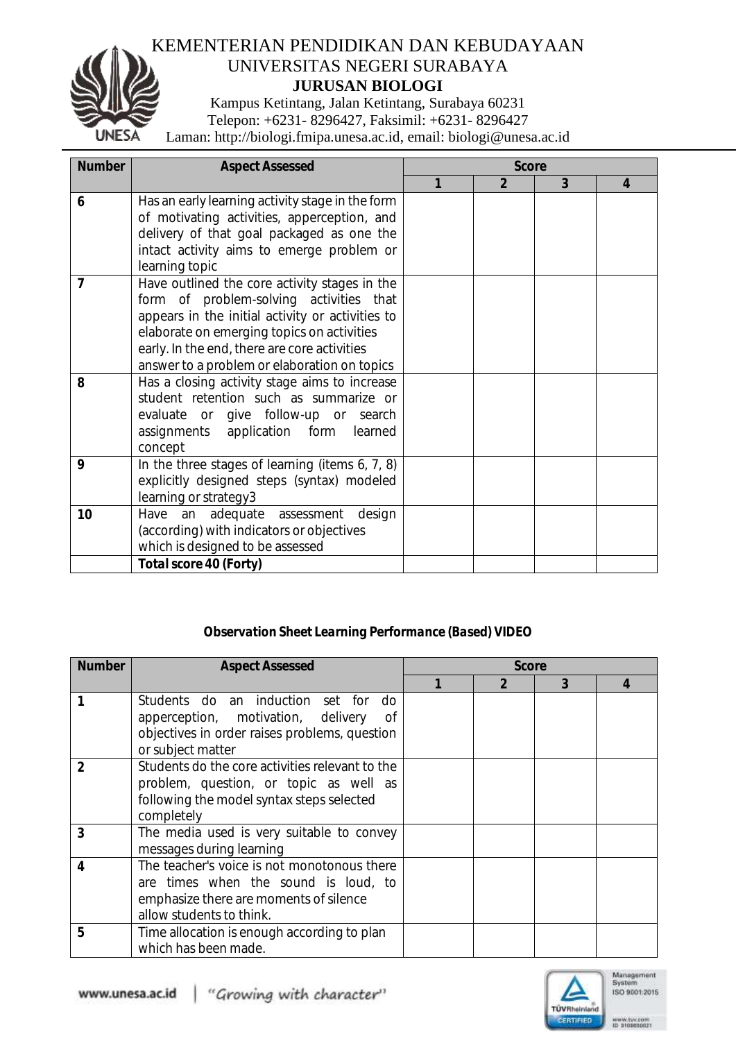KEMENTERIAN PENDIDIKAN DAN KEBUDAYAAN
UNIVERSITAS NEGERI SURABAYA
**JURUSAN BIOLOGI**
Kampus Ketintang, Jalan Ketintang, Surabaya 60231
Telepon: +6231- 8296427, Faksimil: +6231- 8296427
Laman: http://biologi.fmipa.unesa.ac.id, email: biologi@unesa.ac.id

| Number | Aspect Assessed | Score | | | |
|---|---|---|---|---|---|
| | | 1 | 2 | 3 | 4 |
| 6 | Has an early learning activity stage in the form of motivating activities, apperception, and delivery of that goal packaged as one the intact activity aims to emerge problem or learning topic | | | | |
| 7 | Have outlined the core activity stages in the form of problem-solving activities that appears in the initial activity or activities to elaborate on emerging topics on activities early. In the end, there are core activities answer to a problem or elaboration on topics | | | | |
| 8 | Has a closing activity stage aims to increase student retention such as summarize or evaluate or give follow-up or search assignments application form learned concept | | | | |
| 9 | In the three stages of learning (items 6, 7, 8) explicitly designed steps (syntax) modeled learning or strategy3 | | | | |
| 10 | Have an adequate assessment design (according) with indicators or objectives which is designed to be assessed | | | | |
| | **Total score 40 (Forty)** | | | | |

**Observation Sheet Learning Performance (Based) VIDEO**

| Number | Aspect Assessed | Score | | | |
|---|---|---|---|---|---|
| | | 1 | 2 | 3 | 4 |
| 1 | Students do an induction set for do apperception, motivation, delivery of objectives in order raises problems, question or subject matter | | | | |
| 2 | Students do the core activities relevant to the problem, question, or topic as well as following the model syntax steps selected completely | | | | |
| 3 | The media used is very suitable to convey messages during learning | | | | |
| 4 | The teacher's voice is not monotonous there are times when the sound is loud, to emphasize there are moments of silence allow students to think. | | | | |
| 5 | Time allocation is enough according to plan which has been made. | | | | |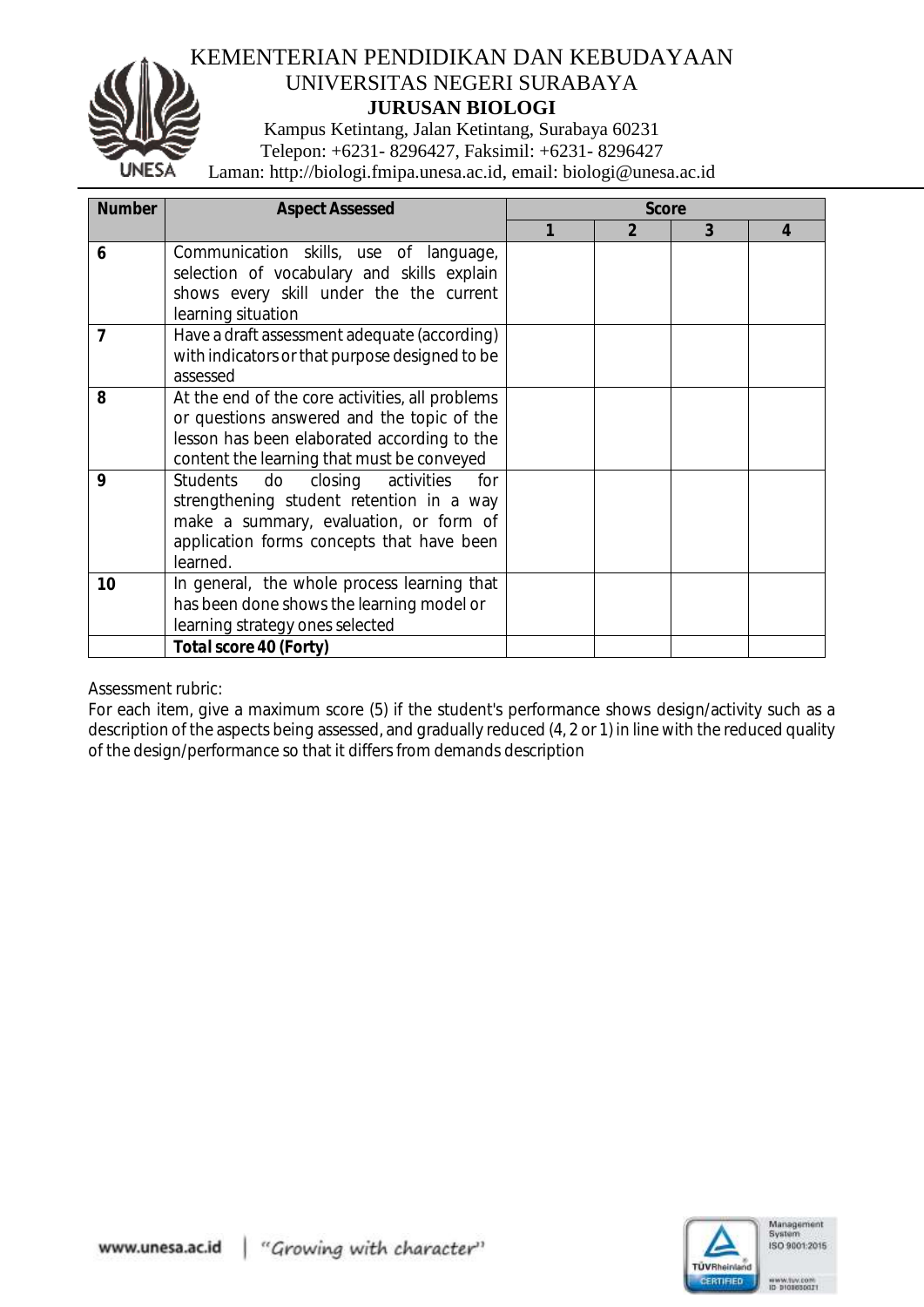KEMENTERIAN PENDIDIKAN DAN KEBUDAYAAN
UNIVERSITAS NEGERI SURABAYA
**JURUSAN BIOLOGI**
Kampus Ketintang, Jalan Ketintang, Surabaya 60231
Telepon: +6231- 8296427, Faksimil: +6231- 8296427
Laman: http://biologi.fmipa.unesa.ac.id, email: biologi@unesa.ac.id

| Number | Aspect Assessed | Score | | | |
|---|---|---|---|---|---|
| | | 1 | 2 | 3 | 4 |
| 6 | Communication skills, use of language, selection of vocabulary and skills explain shows every skill under the the current learning situation | | | | |
| 7 | Have a draft assessment adequate (according) with indicators or that purpose designed to be assessed | | | | |
| 8 | At the end of the core activities, all problems or questions answered and the topic of the lesson has been elaborated according to the content the learning that must be conveyed | | | | |
| 9 | Students do closing activities for strengthening student retention in a way make a summary, evaluation, or form of application forms concepts that have been learned. | | | | |
| 10 | In general, the whole process learning that has been done shows the learning model or learning strategy ones selected | | | | |
| | **Total score 40 (Forty)** | | | | |

Assessment rubric:
For each item, give a maximum score (5) if the student's performance shows design/activity such as a description of the aspects being assessed, and gradually reduced (4, 2 or 1) in line with the reduced quality of the design/performance so that it differs from demands description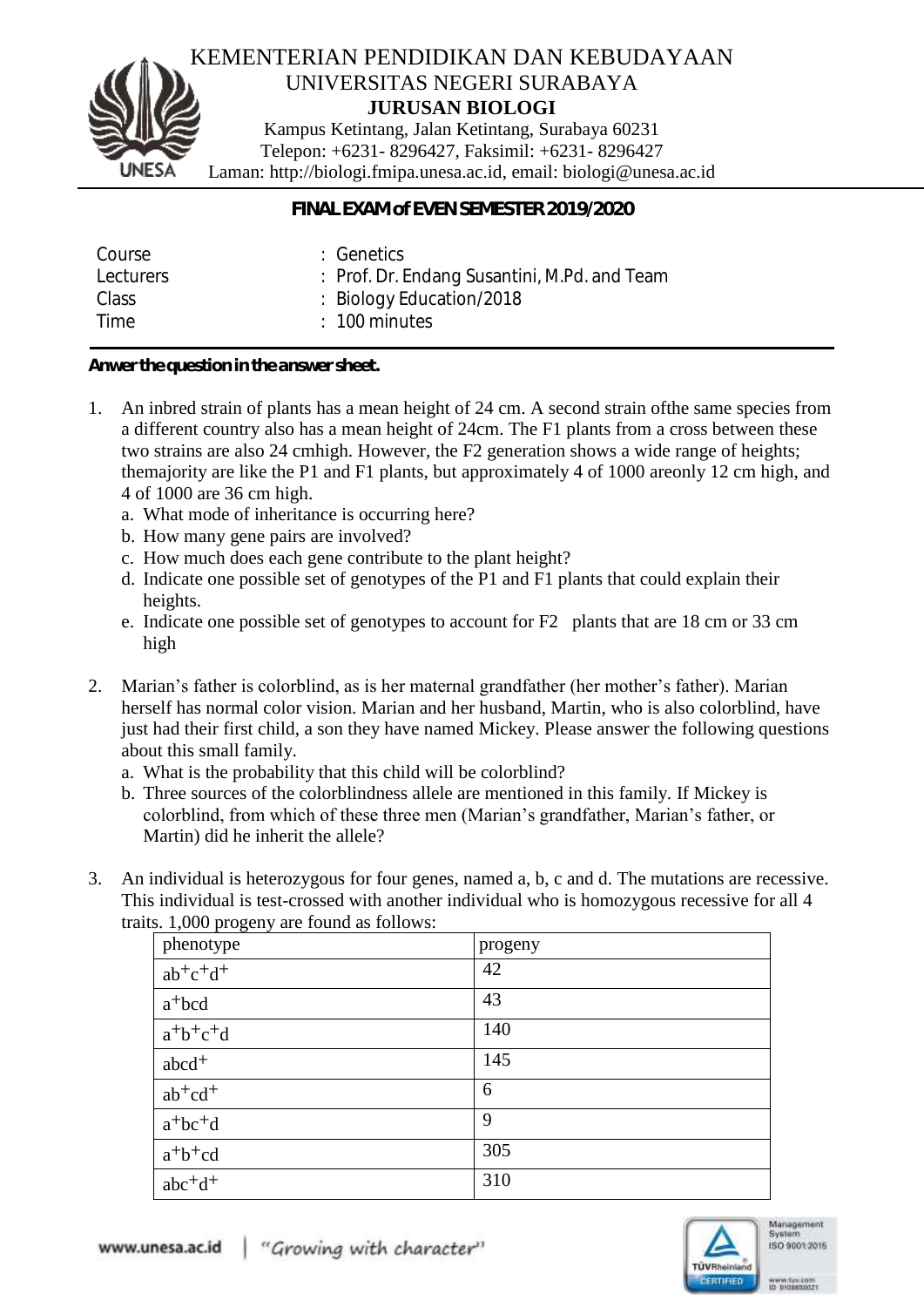KEMENTERIAN PENDIDIKAN DAN KEBUDAYAAN
UNIVERSITAS NEGERI SURABAYA
**JURUSAN BIOLOGI**
Kampus Ketintang, Jalan Ketintang, Surabaya 60231
Telepon: +6231- 8296427, Faksimil: +6231- 8296427
Laman: http://biologi.fmipa.unesa.ac.id, email: biologi@unesa.ac.id

**FINAL EXAM of EVEN SEMESTER 2019/2020**

| | |
|---|---|
| Course | : Genetics |
| Lecturers | : Prof. Dr. Endang Susantini, M.Pd. and Team |
| Class | : Biology Education/2018 |
| Time | : 100 minutes |

**Anwer the question in the answer sheet.**

1. An inbred strain of plants has a mean height of 24 cm. A second strain ofthe same species from a different country also has a mean height of 24cm. The F1 plants from a cross between these two strains are also 24 cmhigh. However, the F2 generation shows a wide range of heights; themajority are like the P1 and F1 plants, but approximately 4 of 1000 areonly 12 cm high, and 4 of 1000 are 36 cm high.
   a. What mode of inheritance is occurring here?
   b. How many gene pairs are involved?
   c. How much does each gene contribute to the plant height?
   d. Indicate one possible set of genotypes of the P1 and F1 plants that could explain their heights.
   e. Indicate one possible set of genotypes to account for F2 plants that are 18 cm or 33 cm high

2. Marian's father is colorblind, as is her maternal grandfather (her mother's father). Marian herself has normal color vision. Marian and her husband, Martin, who is also colorblind, have just had their first child, a son they have named Mickey. Please answer the following questions about this small family.
   a. What is the probability that this child will be colorblind?
   b. Three sources of the colorblindness allele are mentioned in this family. If Mickey is colorblind, from which of these three men (Marian's grandfather, Marian's father, or Martin) did he inherit the allele?

3. An individual is heterozygous for four genes, named a, b, c and d. The mutations are recessive. This individual is test-crossed with another individual who is homozygous recessive for all 4 traits. 1,000 progeny are found as follows:

| phenotype | progeny |
|---|---|
| $ab^+c^+d^+$ | 42 |
| $a^+bcd$ | 43 |
| $a^+b^+c^+d$ | 140 |
| $abcd^+$ | 145 |
| $ab^+cd^+$ | 6 |
| $a^+bc^+d$ | 9 |
| $a^+b^+cd$ | 305 |
| $abc^+d^+$ | 310 |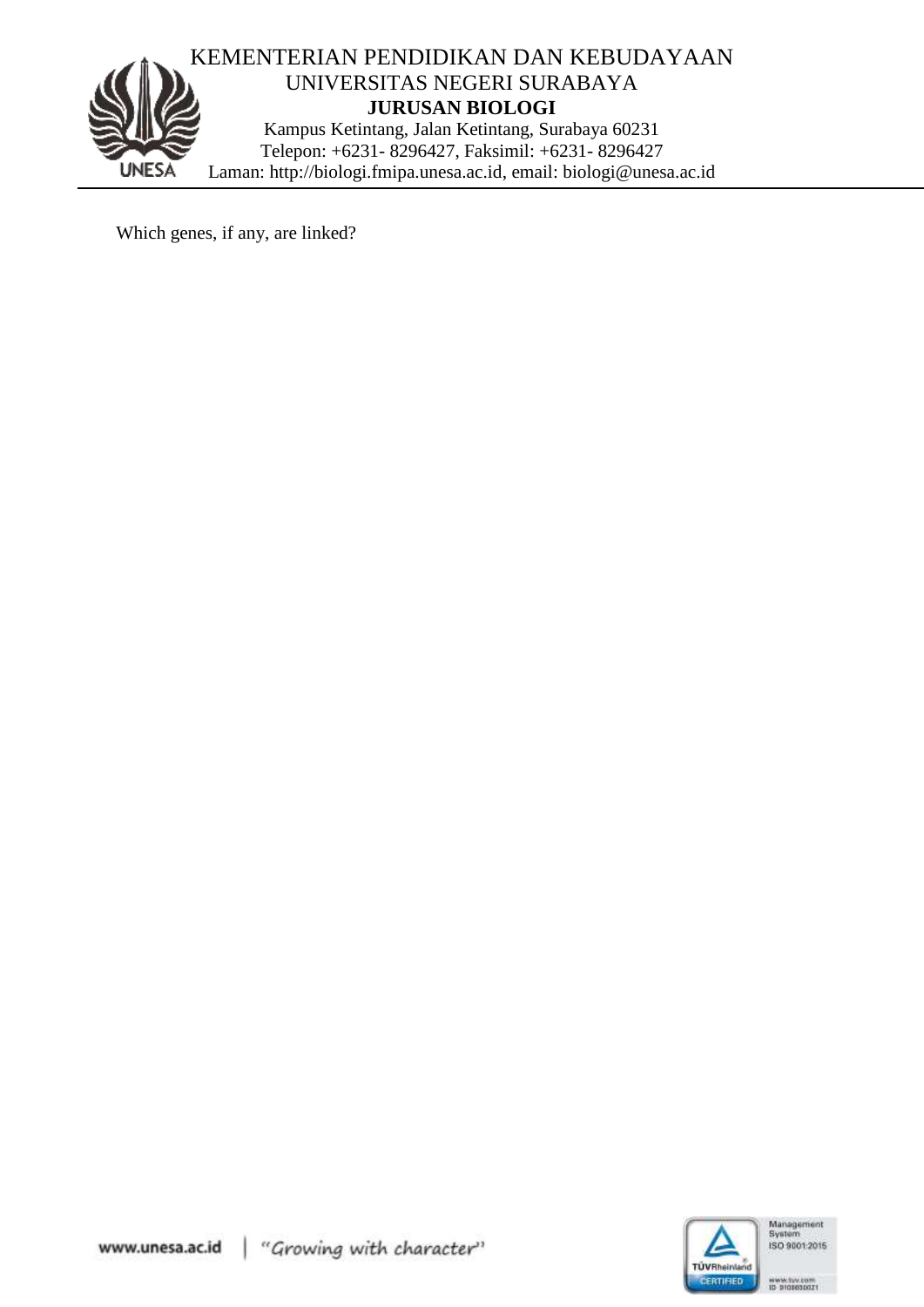Which genes, if any, are linked?